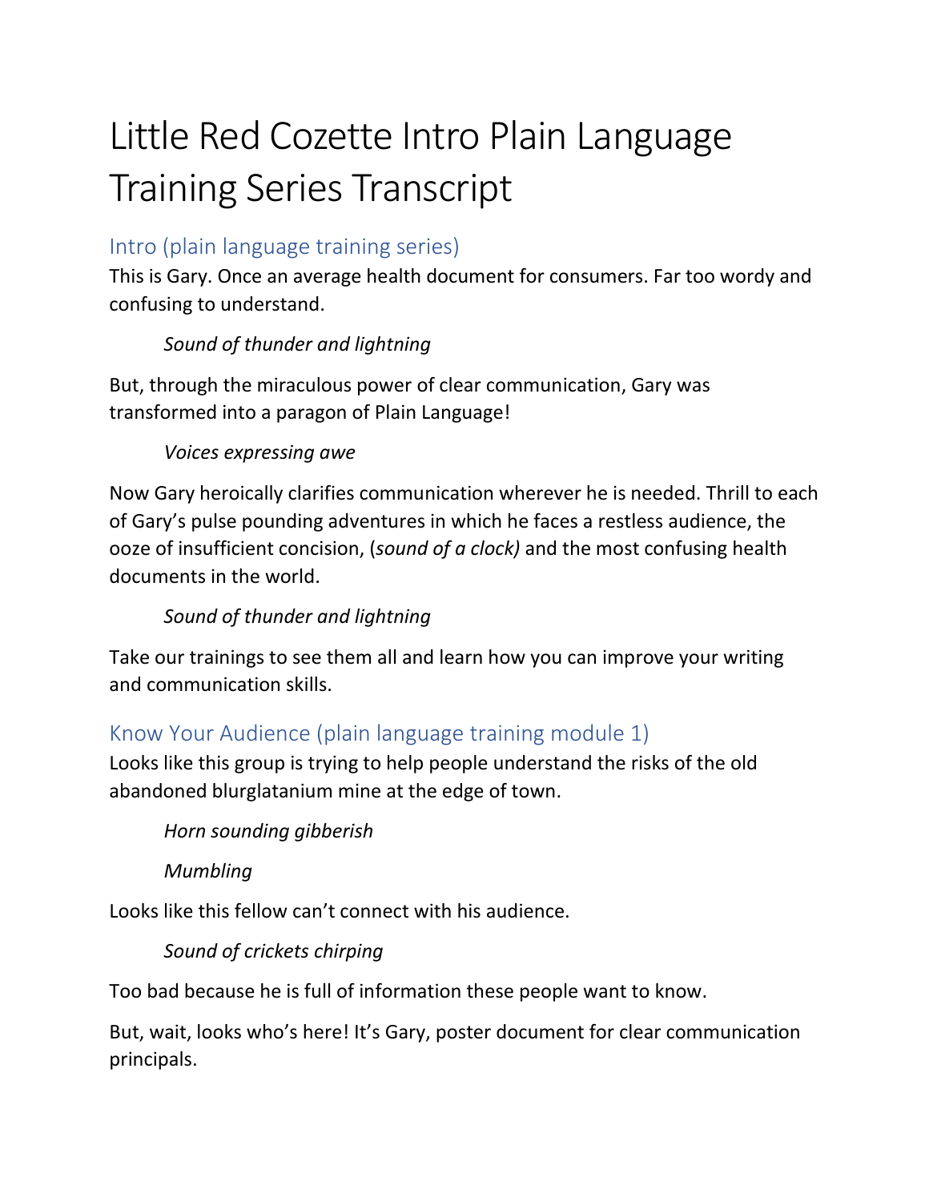# Little Red Cozette Intro Plain Language Training Series Transcript

## Intro (plain language training series)

This is Gary. Once an average health document for consumers. Far too wordy and confusing to understand.

> *Sound of thunder and lightning*

But, through the miraculous power of clear communication, Gary was transformed into a paragon of Plain Language!

> *Voices expressing awe*

Now Gary heroically clarifies communication wherever he is needed. Thrill to each of Gary's pulse pounding adventures in which he faces a restless audience, the ooze of insufficient concision, (*sound of a clock)* and the most confusing health documents in the world.

> *Sound of thunder and lightning*

Take our trainings to see them all and learn how you can improve your writing and communication skills.

## Know Your Audience (plain language training module 1)

Looks like this group is trying to help people understand the risks of the old abandoned blurglatanium mine at the edge of town.

> *Horn sounding gibberish*

> *Mumbling*

Looks like this fellow can't connect with his audience.

> *Sound of crickets chirping*

Too bad because he is full of information these people want to know.

But, wait, looks who's here! It's Gary, poster document for clear communication principals.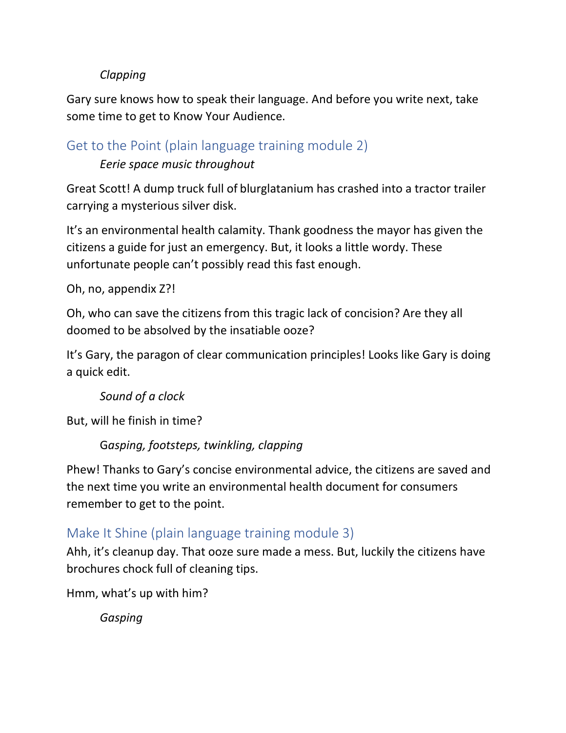*Clapping*

Gary sure knows how to speak their language. And before you write next, take some time to get to Know Your Audience.

## Get to the Point (plain language training module 2)

*Eerie space music throughout*

Great Scott! A dump truck full of blurglatanium has crashed into a tractor trailer carrying a mysterious silver disk.

It's an environmental health calamity. Thank goodness the mayor has given the citizens a guide for just an emergency. But, it looks a little wordy. These unfortunate people can't possibly read this fast enough.

Oh, no, appendix Z?!

Oh, who can save the citizens from this tragic lack of concision? Are they all doomed to be absolved by the insatiable ooze?

It's Gary, the paragon of clear communication principles! Looks like Gary is doing a quick edit.

*Sound of a clock*

But, will he finish in time?

*Gasping, footsteps, twinkling, clapping*

Phew! Thanks to Gary's concise environmental advice, the citizens are saved and the next time you write an environmental health document for consumers remember to get to the point.

## Make It Shine (plain language training module 3)

Ahh, it's cleanup day. That ooze sure made a mess. But, luckily the citizens have brochures chock full of cleaning tips.

Hmm, what's up with him?

*Gasping*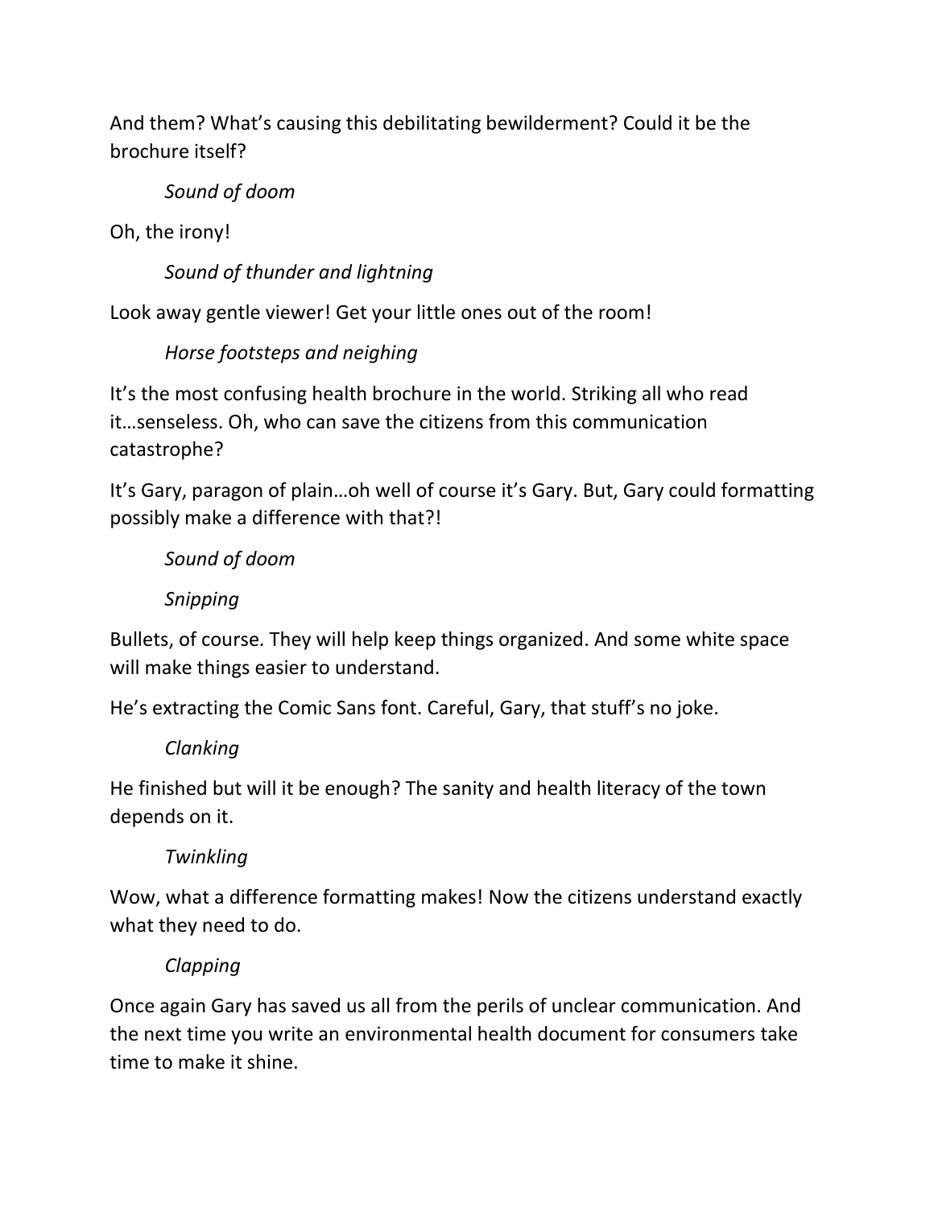And them? What's causing this debilitating bewilderment? Could it be the brochure itself?

*Sound of doom*

Oh, the irony!

*Sound of thunder and lightning*

Look away gentle viewer! Get your little ones out of the room!

*Horse footsteps and neighing*

It's the most confusing health brochure in the world. Striking all who read it…senseless. Oh, who can save the citizens from this communication catastrophe?

It's Gary, paragon of plain…oh well of course it's Gary. But, Gary could formatting possibly make a difference with that?!

*Sound of doom*

*Snipping*

Bullets, of course. They will help keep things organized. And some white space will make things easier to understand.

He's extracting the Comic Sans font. Careful, Gary, that stuff's no joke.

*Clanking*

He finished but will it be enough? The sanity and health literacy of the town depends on it.

*Twinkling*

Wow, what a difference formatting makes! Now the citizens understand exactly what they need to do.

*Clapping*

Once again Gary has saved us all from the perils of unclear communication. And the next time you write an environmental health document for consumers take time to make it shine.